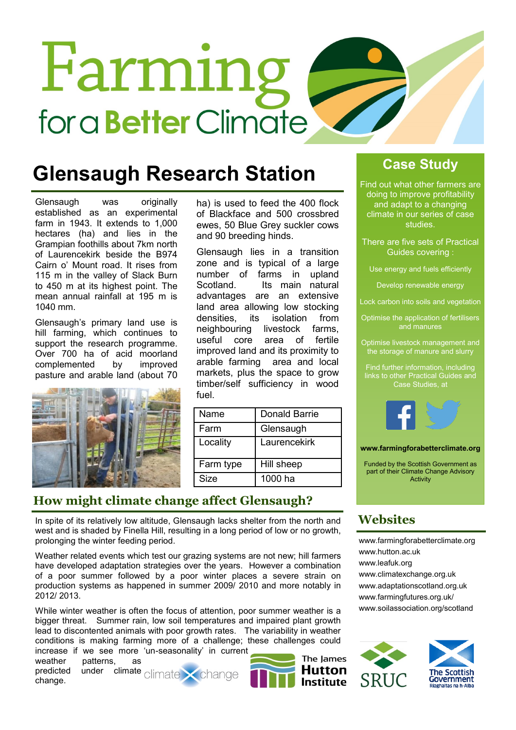# Farming for a Better Climate

## Glensaugh Research Station

Glensaugh was originally established as an experimental farm in 1943. It extends to 1,000 hectares (ha) and lies in the Grampian foothills about 7km north of Laurencekirk beside the B974 Cairn o' Mount road. It rises from 115 m in the valley of Slack Burn to 450 m at its highest point. The mean annual rainfall at 195 m is 1040 mm.

Glensaugh's primary land use is hill farming, which continues to support the research programme. Over 700 ha of acid moorland complemented by improved pasture and arable land (about 70 ha) is used to feed the 400 flock of Blackface and 500 crossbred ewes, 50 Blue Grey suckler cows and 90 breeding hinds.

Glensaugh lies in a transition zone and is typical of a large number of farms in upland Scotland. Its main natural advantages are an extensive land area allowing low stocking densities, its isolation from neighbouring livestock farms, useful core area of fertile improved land and its proximity to arable farming area and local markets, plus the space to grow timber/self sufficiency in wood fuel.

| Name | Donald Barrie |
|---|---|
| Farm | Glensaugh |
| Locality | Laurencekirk |
| Farm type | Hill sheep |
| Size | 1000 ha |

## How might climate change affect Glensaugh?

In spite of its relatively low altitude, Glensaugh lacks shelter from the north and west and is shaded by Finella Hill, resulting in a long period of low or no growth, prolonging the winter feeding period.

Weather related events which test our grazing systems are not new; hill farmers have developed adaptation strategies over the years. However a combination of a poor summer followed by a poor winter places a severe strain on production systems as happened in summer 2009/ 2010 and more notably in 2012/ 2013.

While winter weather is often the focus of attention, poor summer weather is a bigger threat. Summer rain, low soil temperatures and impaired plant growth lead to discontented animals with poor growth rates. The variability in weather conditions is making farming more of a challenge; these challenges could increase if we see more 'un-seasonality' in current weather patterns, as predicted under climate change.

## Case Study

Find out what other farmers are doing to improve profitability and adapt to a changing climate in our series of case studies.

There are five sets of Practical Guides covering :

- Use energy and fuels efficiently
- Develop renewable energy
- Lock carbon into soils and vegetation
- Optimise the application of fertilisers and manures
- Optimise livestock management and the storage of manure and slurry

Find further information, including links to other Practical Guides and Case Studies, at

**www.farmingforabetterclimate.org**

Funded by the Scottish Government as part of their Climate Change Advisory Activity

## Websites

www.farmingforabetterclimate.org
www.hutton.ac.uk
www.leafuk.org
www.climatexchange.org.uk
www.adaptationscotland.org.uk
www.farmingfutures.org.uk/
www.soilassociation.org/scotland

climate change | The James Hutton Institute | SRUC | The Scottish Government Riaghaltas na h-Alba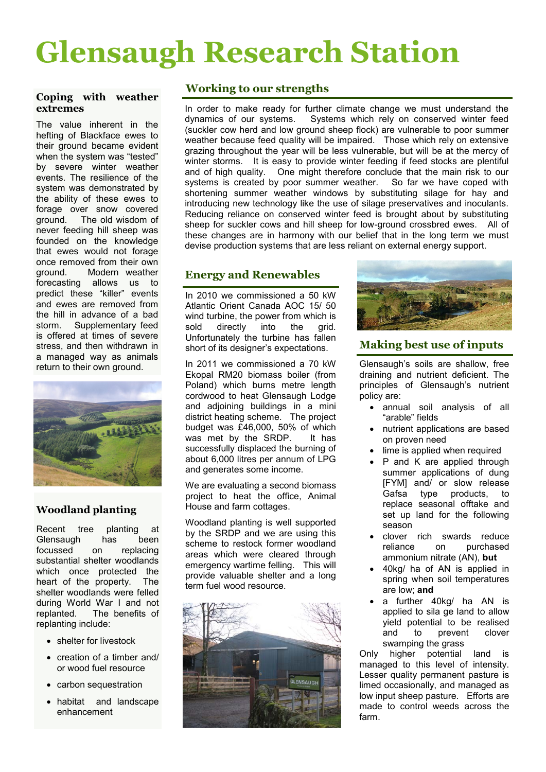# Glensaugh Research Station

## Coping with weather extremes

The value inherent in the hefting of Blackface ewes to their ground became evident when the system was "tested" by severe winter weather events. The resilience of the system was demonstrated by the ability of these ewes to forage over snow covered ground. The old wisdom of never feeding hill sheep was founded on the knowledge that ewes would not forage once removed from their own ground. Modern weather forecasting allows us to predict these "killer" events and ewes are removed from the hill in advance of a bad storm. Supplementary feed is offered at times of severe stress, and then withdrawn in a managed way as animals return to their own ground.

## Woodland planting

Recent tree planting at Glensaugh has been focussed on replacing substantial shelter woodlands which once protected the heart of the property. The shelter woodlands were felled during World War I and not replanted. The benefits of replanting include:

- shelter for livestock
- creation of a timber and/ or wood fuel resource
- carbon sequestration
- habitat and landscape enhancement

## Working to our strengths

In order to make ready for further climate change we must understand the dynamics of our systems. Systems which rely on conserved winter feed (suckler cow herd and low ground sheep flock) are vulnerable to poor summer weather because feed quality will be impaired. Those which rely on extensive grazing throughout the year will be less vulnerable, but will be at the mercy of winter storms. It is easy to provide winter feeding if feed stocks are plentiful and of high quality. One might therefore conclude that the main risk to our systems is created by poor summer weather. So far we have coped with shortening summer weather windows by substituting silage for hay and introducing new technology like the use of silage preservatives and inoculants. Reducing reliance on conserved winter feed is brought about by substituting sheep for suckler cows and hill sheep for low-ground crossbred ewes. All of these changes are in harmony with our belief that in the long term we must devise production systems that are less reliant on external energy support.

## Energy and Renewables

In 2010 we commissioned a 50 kW Atlantic Orient Canada AOC 15/ 50 wind turbine, the power from which is sold directly into the grid. Unfortunately the turbine has fallen short of its designer's expectations.

In 2011 we commissioned a 70 kW Ekopal RM20 biomass boiler (from Poland) which burns metre length cordwood to heat Glensaugh Lodge and adjoining buildings in a mini district heating scheme. The project budget was £46,000, 50% of which was met by the SRDP. It has successfully displaced the burning of about 6,000 litres per annum of LPG and generates some income.

We are evaluating a second biomass project to heat the office, Animal House and farm cottages.

Woodland planting is well supported by the SRDP and we are using this scheme to restock former woodland areas which were cleared through emergency wartime felling. This will provide valuable shelter and a long term fuel wood resource.

## Making best use of inputs

Glensaugh's soils are shallow, free draining and nutrient deficient. The principles of Glensaugh's nutrient policy are:

- annual soil analysis of all "arable" fields
- nutrient applications are based on proven need
- lime is applied when required
- P and K are applied through summer applications of dung [FYM] and/ or slow release Gafsa type products, to replace seasonal offtake and set up land for the following season
- clover rich swards reduce reliance on purchased ammonium nitrate (AN), **but**
- 40kg/ ha of AN is applied in spring when soil temperatures are low; **and**
- a further 40kg/ ha AN is applied to sila ge land to allow yield potential to be realised and to prevent clover swamping the grass

Only higher potential land is managed to this level of intensity. Lesser quality permanent pasture is limed occasionally, and managed as low input sheep pasture. Efforts are made to control weeds across the farm.